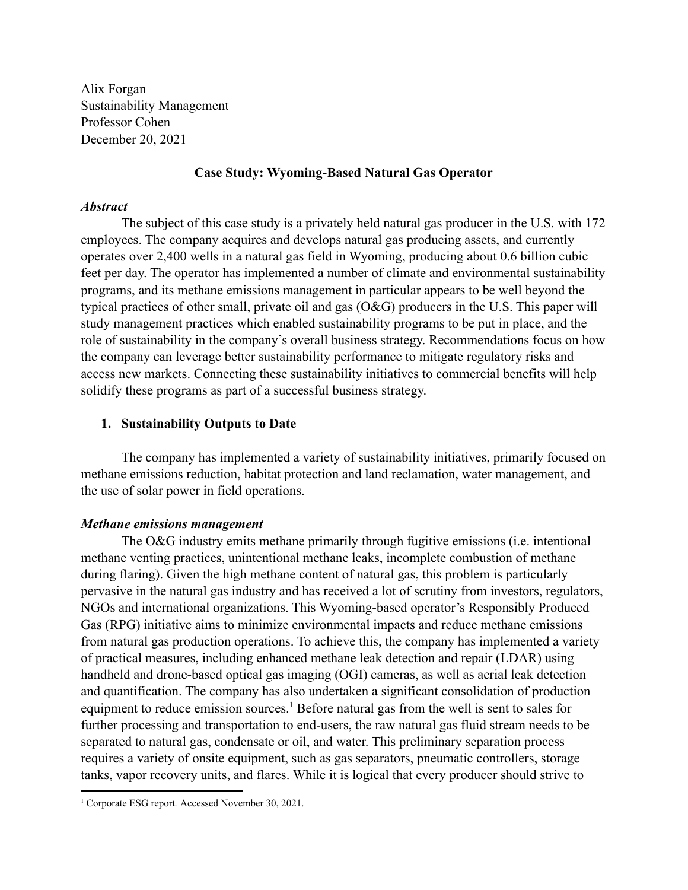Alix Forgan
Sustainability Management
Professor Cohen
December 20, 2021

**Case Study: Wyoming-Based Natural Gas Operator**

***Abstract***

The subject of this case study is a privately held natural gas producer in the U.S. with 172 employees. The company acquires and develops natural gas producing assets, and currently operates over 2,400 wells in a natural gas field in Wyoming, producing about 0.6 billion cubic feet per day. The operator has implemented a number of climate and environmental sustainability programs, and its methane emissions management in particular appears to be well beyond the typical practices of other small, private oil and gas (O&G) producers in the U.S. This paper will study management practices which enabled sustainability programs to be put in place, and the role of sustainability in the company's overall business strategy. Recommendations focus on how the company can leverage better sustainability performance to mitigate regulatory risks and access new markets. Connecting these sustainability initiatives to commercial benefits will help solidify these programs as part of a successful business strategy.

## 1. Sustainability Outputs to Date

The company has implemented a variety of sustainability initiatives, primarily focused on methane emissions reduction, habitat protection and land reclamation, water management, and the use of solar power in field operations.

***Methane emissions management***

The O&G industry emits methane primarily through fugitive emissions (i.e. intentional methane venting practices, unintentional methane leaks, incomplete combustion of methane during flaring). Given the high methane content of natural gas, this problem is particularly pervasive in the natural gas industry and has received a lot of scrutiny from investors, regulators, NGOs and international organizations. This Wyoming-based operator's Responsibly Produced Gas (RPG) initiative aims to minimize environmental impacts and reduce methane emissions from natural gas production operations. To achieve this, the company has implemented a variety of practical measures, including enhanced methane leak detection and repair (LDAR) using handheld and drone-based optical gas imaging (OGI) cameras, as well as aerial leak detection and quantification. The company has also undertaken a significant consolidation of production equipment to reduce emission sources.[1] Before natural gas from the well is sent to sales for further processing and transportation to end-users, the raw natural gas fluid stream needs to be separated to natural gas, condensate or oil, and water. This preliminary separation process requires a variety of onsite equipment, such as gas separators, pneumatic controllers, storage tanks, vapor recovery units, and flares. While it is logical that every producer should strive to

[1] Corporate ESG report. Accessed November 30, 2021.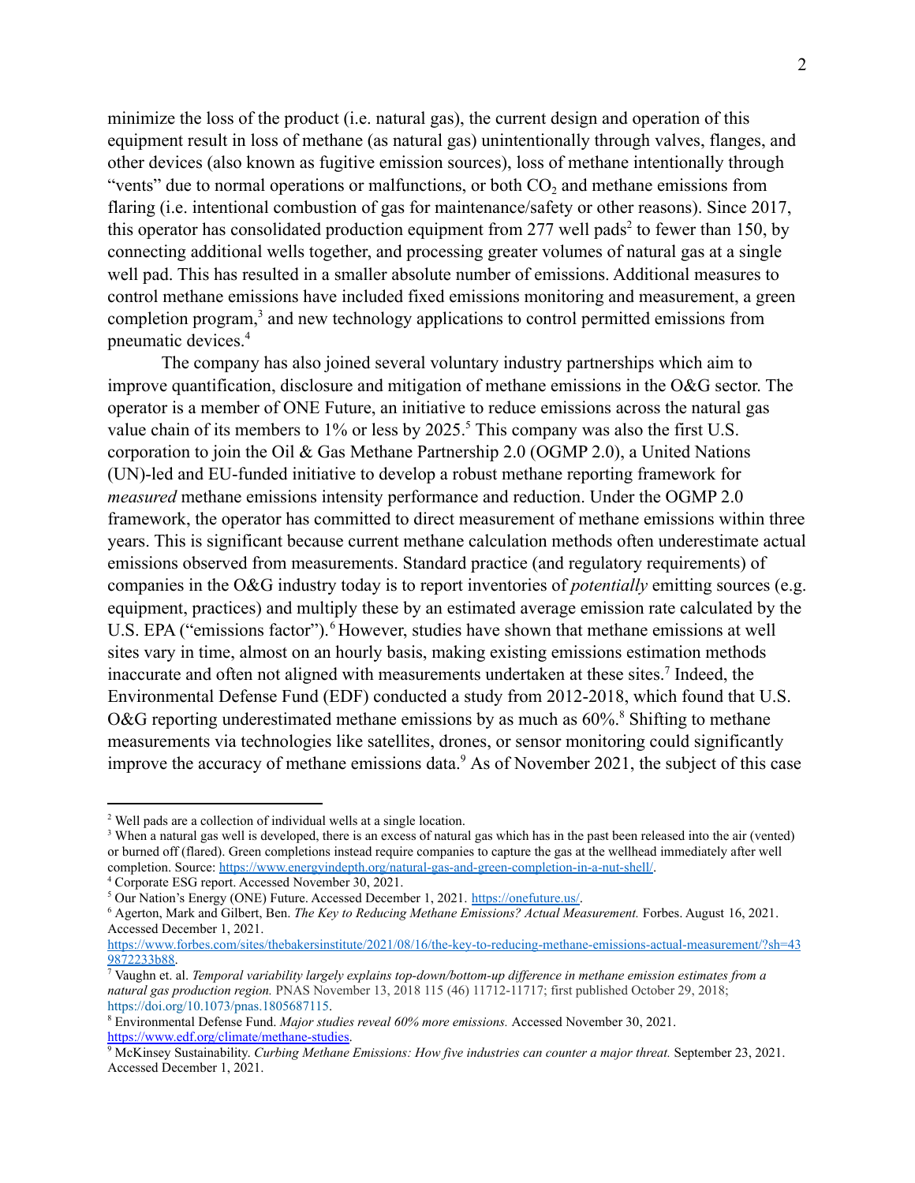minimize the loss of the product (i.e. natural gas), the current design and operation of this equipment result in loss of methane (as natural gas) unintentionally through valves, flanges, and other devices (also known as fugitive emission sources), loss of methane intentionally through "vents" due to normal operations or malfunctions, or both $CO_2$ and methane emissions from flaring (i.e. intentional combustion of gas for maintenance/safety or other reasons). Since 2017, this operator has consolidated production equipment from 277 well pads[2] to fewer than 150, by connecting additional wells together, and processing greater volumes of natural gas at a single well pad. This has resulted in a smaller absolute number of emissions. Additional measures to control methane emissions have included fixed emissions monitoring and measurement, a green completion program,[3] and new technology applications to control permitted emissions from pneumatic devices.[4]

The company has also joined several voluntary industry partnerships which aim to improve quantification, disclosure and mitigation of methane emissions in the O&G sector. The operator is a member of ONE Future, an initiative to reduce emissions across the natural gas value chain of its members to 1% or less by 2025.[5] This company was also the first U.S. corporation to join the Oil & Gas Methane Partnership 2.0 (OGMP 2.0), a United Nations (UN)-led and EU-funded initiative to develop a robust methane reporting framework for *measured* methane emissions intensity performance and reduction. Under the OGMP 2.0 framework, the operator has committed to direct measurement of methane emissions within three years. This is significant because current methane calculation methods often underestimate actual emissions observed from measurements. Standard practice (and regulatory requirements) of companies in the O&G industry today is to report inventories of *potentially* emitting sources (e.g. equipment, practices) and multiply these by an estimated average emission rate calculated by the U.S. EPA ("emissions factor").[6] However, studies have shown that methane emissions at well sites vary in time, almost on an hourly basis, making existing emissions estimation methods inaccurate and often not aligned with measurements undertaken at these sites.[7] Indeed, the Environmental Defense Fund (EDF) conducted a study from 2012-2018, which found that U.S. O&G reporting underestimated methane emissions by as much as 60%.[8] Shifting to methane measurements via technologies like satellites, drones, or sensor monitoring could significantly improve the accuracy of methane emissions data.[9] As of November 2021, the subject of this case

---

[2] Well pads are a collection of individual wells at a single location.

[3] When a natural gas well is developed, there is an excess of natural gas which has in the past been released into the air (vented) or burned off (flared). Green completions instead require companies to capture the gas at the wellhead immediately after well completion. Source: https://www.energyindepth.org/natural-gas-and-green-completion-in-a-nut-shell/.

[4] Corporate ESG report. Accessed November 30, 2021.

[5] Our Nation's Energy (ONE) Future. Accessed December 1, 2021. https://onefuture.us/.

[6] Agerton, Mark and Gilbert, Ben. *The Key to Reducing Methane Emissions? Actual Measurement.* Forbes. August 16, 2021. Accessed December 1, 2021.
https://www.forbes.com/sites/thebakersinstitute/2021/08/16/the-key-to-reducing-methane-emissions-actual-measurement/?sh=439872233b88.

[7] Vaughn et. al. *Temporal variability largely explains top-down/bottom-up difference in methane emission estimates from a natural gas production region.* PNAS November 13, 2018 115 (46) 11712-11717; first published October 29, 2018; https://doi.org/10.1073/pnas.1805687115.

[8] Environmental Defense Fund. *Major studies reveal 60% more emissions.* Accessed November 30, 2021. https://www.edf.org/climate/methane-studies.

[9] McKinsey Sustainability. *Curbing Methane Emissions: How five industries can counter a major threat.* September 23, 2021. Accessed December 1, 2021.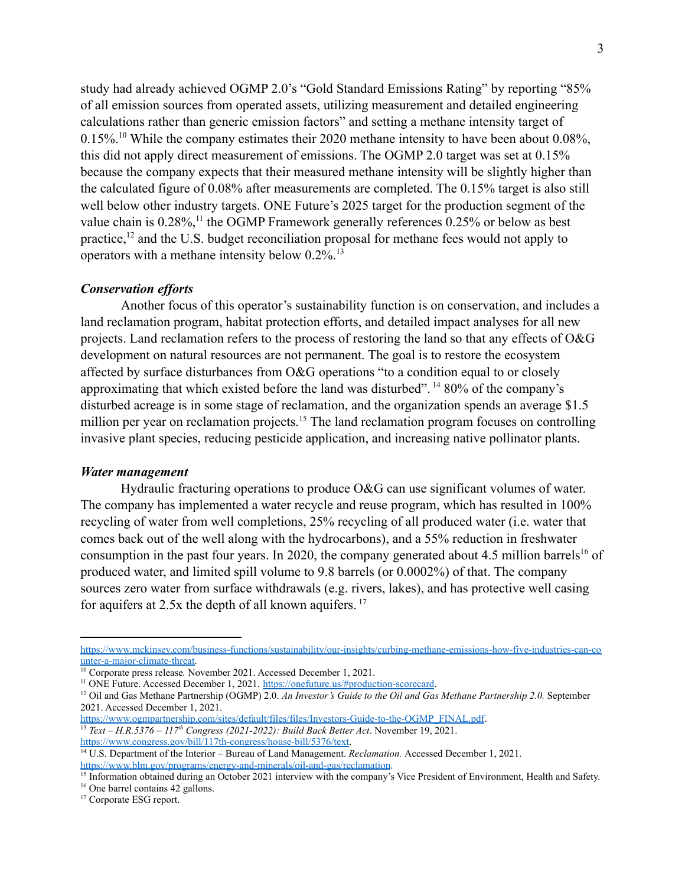study had already achieved OGMP 2.0's "Gold Standard Emissions Rating" by reporting "85% of all emission sources from operated assets, utilizing measurement and detailed engineering calculations rather than generic emission factors" and setting a methane intensity target of 0.15%.[10] While the company estimates their 2020 methane intensity to have been about 0.08%, this did not apply direct measurement of emissions. The OGMP 2.0 target was set at 0.15% because the company expects that their measured methane intensity will be slightly higher than the calculated figure of 0.08% after measurements are completed. The 0.15% target is also still well below other industry targets. ONE Future's 2025 target for the production segment of the value chain is 0.28%,[11] the OGMP Framework generally references 0.25% or below as best practice,[12] and the U.S. budget reconciliation proposal for methane fees would not apply to operators with a methane intensity below 0.2%.[13]

### *Conservation efforts*

Another focus of this operator's sustainability function is on conservation, and includes a land reclamation program, habitat protection efforts, and detailed impact analyses for all new projects. Land reclamation refers to the process of restoring the land so that any effects of O&G development on natural resources are not permanent. The goal is to restore the ecosystem affected by surface disturbances from O&G operations "to a condition equal to or closely approximating that which existed before the land was disturbed".[14] 80% of the company's disturbed acreage is in some stage of reclamation, and the organization spends an average $1.5 million per year on reclamation projects.[15] The land reclamation program focuses on controlling invasive plant species, reducing pesticide application, and increasing native pollinator plants.

### *Water management*

Hydraulic fracturing operations to produce O&G can use significant volumes of water. The company has implemented a water recycle and reuse program, which has resulted in 100% recycling of water from well completions, 25% recycling of all produced water (i.e. water that comes back out of the well along with the hydrocarbons), and a 55% reduction in freshwater consumption in the past four years. In 2020, the company generated about 4.5 million barrels[16] of produced water, and limited spill volume to 9.8 barrels (or 0.0002%) of that. The company sources zero water from surface withdrawals (e.g. rivers, lakes), and has protective well casing for aquifers at 2.5x the depth of all known aquifers.[17]

---

https://www.mckinsey.com/business-functions/sustainability/our-insights/curbing-methane-emissions-how-five-industries-can-counter-a-major-climate-threat.

[10] Corporate press release. November 2021. Accessed December 1, 2021.

[11] ONE Future. Accessed December 1, 2021. https://onefuture.us/#production-scorecard.

[12] Oil and Gas Methane Partnership (OGMP) 2.0. *An Investor's Guide to the Oil and Gas Methane Partnership 2.0.* September 2021. Accessed December 1, 2021. https://www.ogmpartnership.com/sites/default/files/files/Investors-Guide-to-the-OGMP_FINAL.pdf.

[13] *Text – H.R.5376 – 117th Congress (2021-2022): Build Back Better Act*. November 19, 2021. https://www.congress.gov/bill/117th-congress/house-bill/5376/text.

[14] U.S. Department of the Interior – Bureau of Land Management. *Reclamation.* Accessed December 1, 2021. https://www.blm.gov/programs/energy-and-minerals/oil-and-gas/reclamation.

[15] Information obtained during an October 2021 interview with the company's Vice President of Environment, Health and Safety.

[16] One barrel contains 42 gallons.

[17] Corporate ESG report.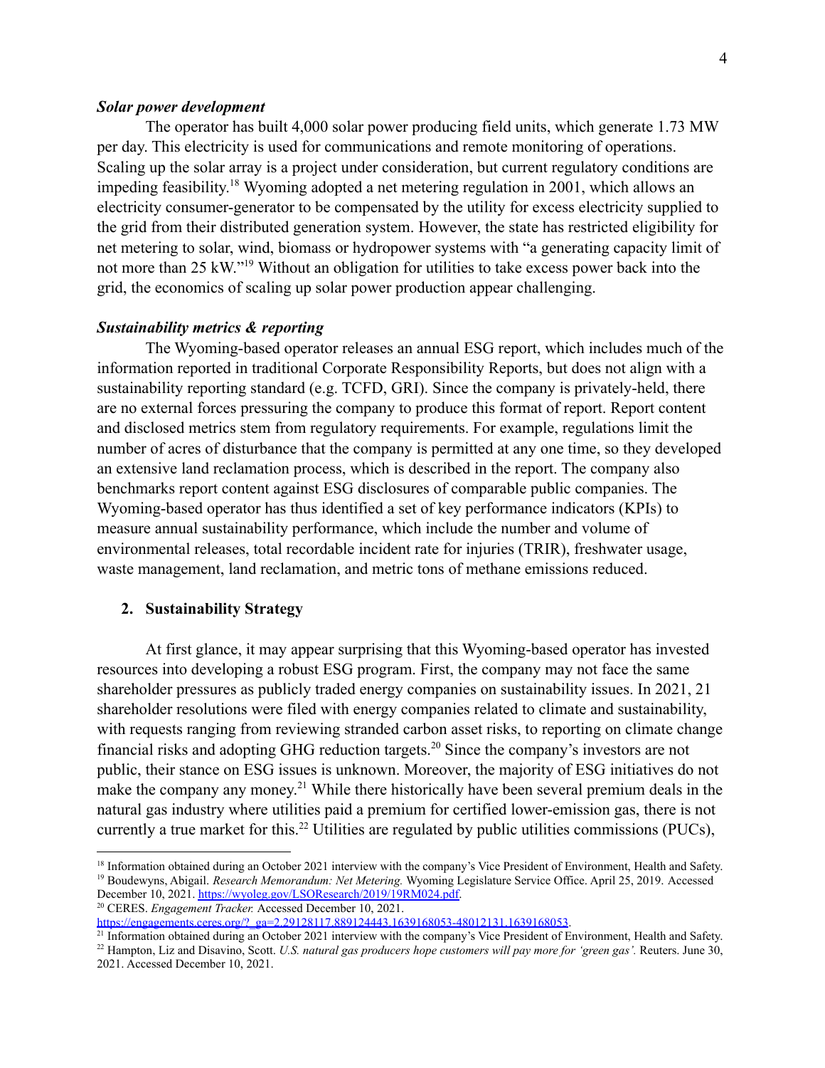### *Solar power development*

The operator has built 4,000 solar power producing field units, which generate 1.73 MW per day. This electricity is used for communications and remote monitoring of operations. Scaling up the solar array is a project under consideration, but current regulatory conditions are impeding feasibility.[18] Wyoming adopted a net metering regulation in 2001, which allows an electricity consumer-generator to be compensated by the utility for excess electricity supplied to the grid from their distributed generation system. However, the state has restricted eligibility for net metering to solar, wind, biomass or hydropower systems with "a generating capacity limit of not more than 25 kW."[19] Without an obligation for utilities to take excess power back into the grid, the economics of scaling up solar power production appear challenging.

### *Sustainability metrics & reporting*

The Wyoming-based operator releases an annual ESG report, which includes much of the information reported in traditional Corporate Responsibility Reports, but does not align with a sustainability reporting standard (e.g. TCFD, GRI). Since the company is privately-held, there are no external forces pressuring the company to produce this format of report. Report content and disclosed metrics stem from regulatory requirements. For example, regulations limit the number of acres of disturbance that the company is permitted at any one time, so they developed an extensive land reclamation process, which is described in the report. The company also benchmarks report content against ESG disclosures of comparable public companies. The Wyoming-based operator has thus identified a set of key performance indicators (KPIs) to measure annual sustainability performance, which include the number and volume of environmental releases, total recordable incident rate for injuries (TRIR), freshwater usage, waste management, land reclamation, and metric tons of methane emissions reduced.

## 2. Sustainability Strategy

At first glance, it may appear surprising that this Wyoming-based operator has invested resources into developing a robust ESG program. First, the company may not face the same shareholder pressures as publicly traded energy companies on sustainability issues. In 2021, 21 shareholder resolutions were filed with energy companies related to climate and sustainability, with requests ranging from reviewing stranded carbon asset risks, to reporting on climate change financial risks and adopting GHG reduction targets.[20] Since the company's investors are not public, their stance on ESG issues is unknown. Moreover, the majority of ESG initiatives do not make the company any money.[21] While there historically have been several premium deals in the natural gas industry where utilities paid a premium for certified lower-emission gas, there is not currently a true market for this.[22] Utilities are regulated by public utilities commissions (PUCs),

---

[18] Information obtained during an October 2021 interview with the company's Vice President of Environment, Health and Safety.

[19] Boudewyns, Abigail. *Research Memorandum: Net Metering.* Wyoming Legislature Service Office. April 25, 2019. Accessed December 10, 2021. https://wyoleg.gov/LSOResearch/2019/19RM024.pdf.

[20] CERES. *Engagement Tracker.* Accessed December 10, 2021. https://engagements.ceres.org/?_ga=2.29128117.889124443.1639168053-48012131.1639168053.

[21] Information obtained during an October 2021 interview with the company's Vice President of Environment, Health and Safety.

[22] Hampton, Liz and Disavino, Scott. *U.S. natural gas producers hope customers will pay more for 'green gas'.* Reuters. June 30, 2021. Accessed December 10, 2021.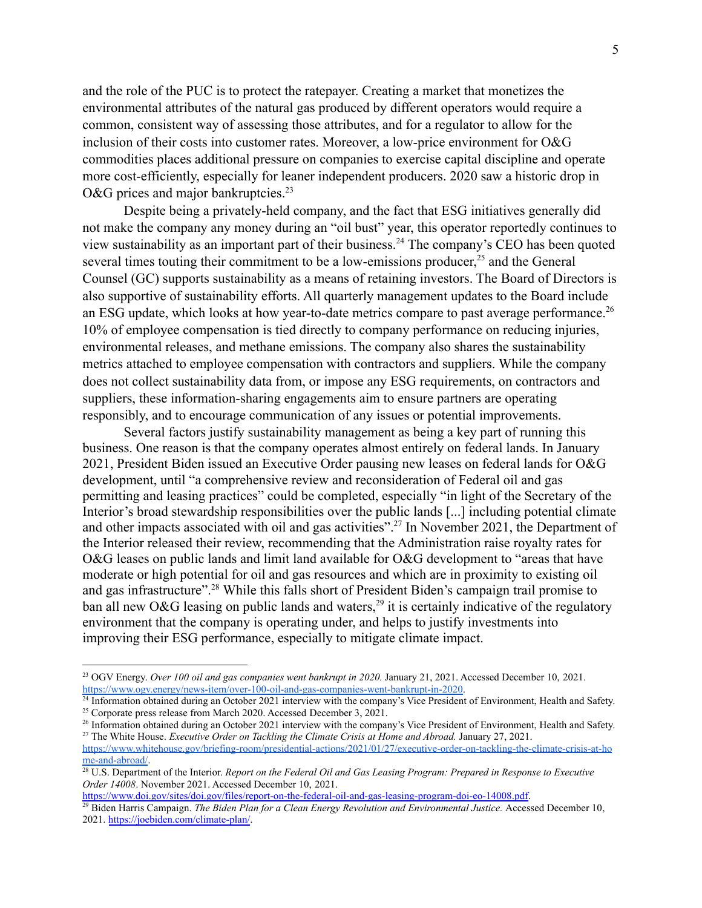and the role of the PUC is to protect the ratepayer. Creating a market that monetizes the environmental attributes of the natural gas produced by different operators would require a common, consistent way of assessing those attributes, and for a regulator to allow for the inclusion of their costs into customer rates. Moreover, a low-price environment for O&G commodities places additional pressure on companies to exercise capital discipline and operate more cost-efficiently, especially for leaner independent producers. 2020 saw a historic drop in O&G prices and major bankruptcies.[23]

Despite being a privately-held company, and the fact that ESG initiatives generally did not make the company any money during an "oil bust" year, this operator reportedly continues to view sustainability as an important part of their business.[24] The company's CEO has been quoted several times touting their commitment to be a low-emissions producer,[25] and the General Counsel (GC) supports sustainability as a means of retaining investors. The Board of Directors is also supportive of sustainability efforts. All quarterly management updates to the Board include an ESG update, which looks at how year-to-date metrics compare to past average performance.[26] 10% of employee compensation is tied directly to company performance on reducing injuries, environmental releases, and methane emissions. The company also shares the sustainability metrics attached to employee compensation with contractors and suppliers. While the company does not collect sustainability data from, or impose any ESG requirements, on contractors and suppliers, these information-sharing engagements aim to ensure partners are operating responsibly, and to encourage communication of any issues or potential improvements.

Several factors justify sustainability management as being a key part of running this business. One reason is that the company operates almost entirely on federal lands. In January 2021, President Biden issued an Executive Order pausing new leases on federal lands for O&G development, until "a comprehensive review and reconsideration of Federal oil and gas permitting and leasing practices" could be completed, especially "in light of the Secretary of the Interior's broad stewardship responsibilities over the public lands [...] including potential climate and other impacts associated with oil and gas activities".[27] In November 2021, the Department of the Interior released their review, recommending that the Administration raise royalty rates for O&G leases on public lands and limit land available for O&G development to "areas that have moderate or high potential for oil and gas resources and which are in proximity to existing oil and gas infrastructure".[28] While this falls short of President Biden's campaign trail promise to ban all new O&G leasing on public lands and waters,[29] it is certainly indicative of the regulatory environment that the company is operating under, and helps to justify investments into improving their ESG performance, especially to mitigate climate impact.

---

[23] OGV Energy. *Over 100 oil and gas companies went bankrupt in 2020.* January 21, 2021. Accessed December 10, 2021. https://www.ogv.energy/news-item/over-100-oil-and-gas-companies-went-bankrupt-in-2020.

[24] Information obtained during an October 2021 interview with the company's Vice President of Environment, Health and Safety.

[25] Corporate press release from March 2020. Accessed December 3, 2021.

[26] Information obtained during an October 2021 interview with the company's Vice President of Environment, Health and Safety.

[27] The White House. *Executive Order on Tackling the Climate Crisis at Home and Abroad.* January 27, 2021. https://www.whitehouse.gov/briefing-room/presidential-actions/2021/01/27/executive-order-on-tackling-the-climate-crisis-at-home-and-abroad/.

[28] U.S. Department of the Interior. *Report on the Federal Oil and Gas Leasing Program: Prepared in Response to Executive Order 14008*. November 2021. Accessed December 10, 2021. https://www.doi.gov/sites/doi.gov/files/report-on-the-federal-oil-and-gas-leasing-program-doi-eo-14008.pdf.

[29] Biden Harris Campaign. *The Biden Plan for a Clean Energy Revolution and Environmental Justice.* Accessed December 10, 2021. https://joebiden.com/climate-plan/.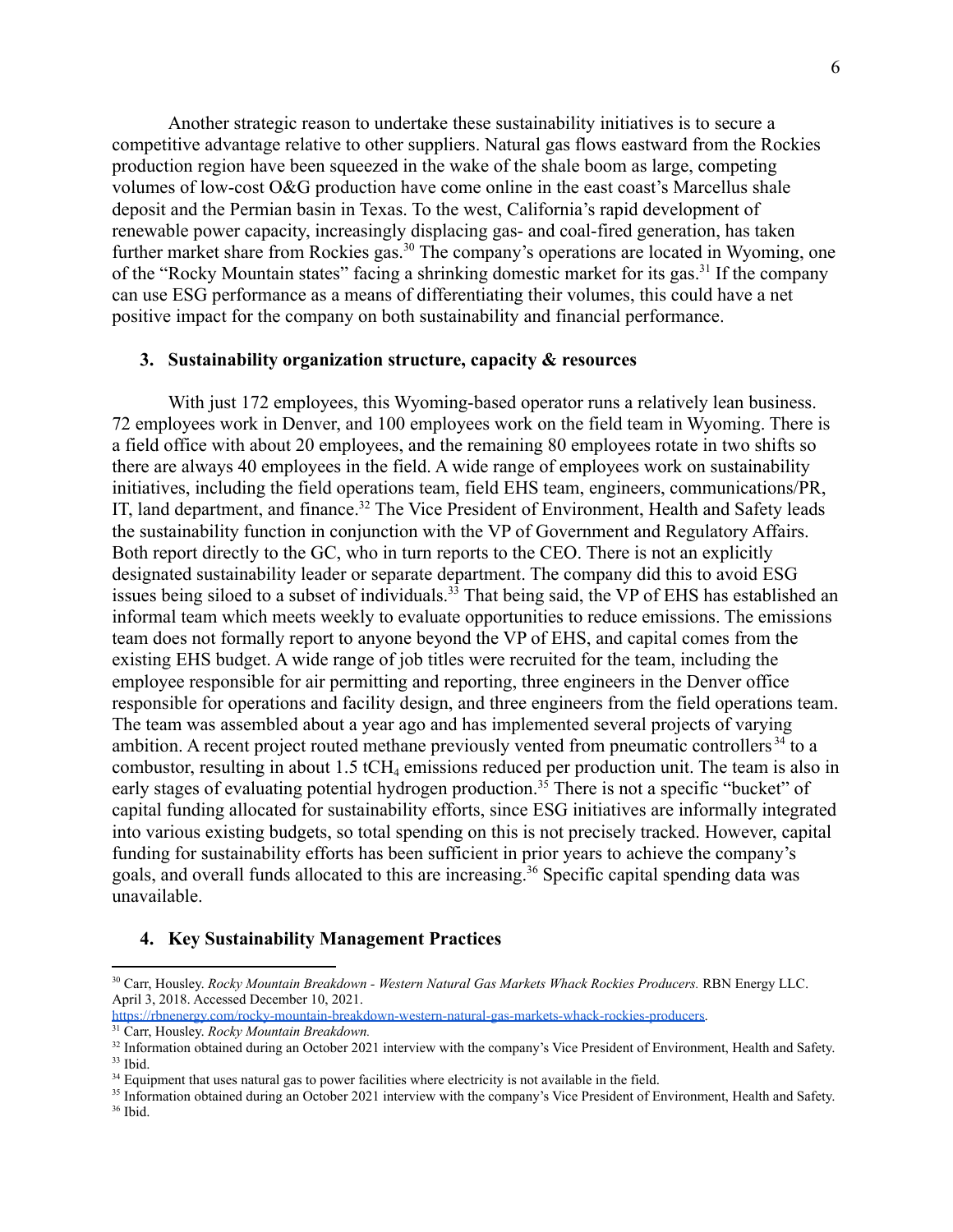Another strategic reason to undertake these sustainability initiatives is to secure a competitive advantage relative to other suppliers. Natural gas flows eastward from the Rockies production region have been squeezed in the wake of the shale boom as large, competing volumes of low-cost O&G production have come online in the east coast's Marcellus shale deposit and the Permian basin in Texas. To the west, California's rapid development of renewable power capacity, increasingly displacing gas- and coal-fired generation, has taken further market share from Rockies gas.[30] The company's operations are located in Wyoming, one of the "Rocky Mountain states" facing a shrinking domestic market for its gas.[31] If the company can use ESG performance as a means of differentiating their volumes, this could have a net positive impact for the company on both sustainability and financial performance.

### 3. Sustainability organization structure, capacity & resources

With just 172 employees, this Wyoming-based operator runs a relatively lean business. 72 employees work in Denver, and 100 employees work on the field team in Wyoming. There is a field office with about 20 employees, and the remaining 80 employees rotate in two shifts so there are always 40 employees in the field. A wide range of employees work on sustainability initiatives, including the field operations team, field EHS team, engineers, communications/PR, IT, land department, and finance.[32] The Vice President of Environment, Health and Safety leads the sustainability function in conjunction with the VP of Government and Regulatory Affairs. Both report directly to the GC, who in turn reports to the CEO. There is not an explicitly designated sustainability leader or separate department. The company did this to avoid ESG issues being siloed to a subset of individuals.[33] That being said, the VP of EHS has established an informal team which meets weekly to evaluate opportunities to reduce emissions. The emissions team does not formally report to anyone beyond the VP of EHS, and capital comes from the existing EHS budget. A wide range of job titles were recruited for the team, including the employee responsible for air permitting and reporting, three engineers in the Denver office responsible for operations and facility design, and three engineers from the field operations team. The team was assembled about a year ago and has implemented several projects of varying ambition. A recent project routed methane previously vented from pneumatic controllers[34] to a combustor, resulting in about 1.5 $tCH_4$ emissions reduced per production unit. The team is also in early stages of evaluating potential hydrogen production.[35] There is not a specific "bucket" of capital funding allocated for sustainability efforts, since ESG initiatives are informally integrated into various existing budgets, so total spending on this is not precisely tracked. However, capital funding for sustainability efforts has been sufficient in prior years to achieve the company's goals, and overall funds allocated to this are increasing.[36] Specific capital spending data was unavailable.

### 4. Key Sustainability Management Practices

---

[30] Carr, Housley. *Rocky Mountain Breakdown - Western Natural Gas Markets Whack Rockies Producers.* RBN Energy LLC. April 3, 2018. Accessed December 10, 2021. https://rbnenergy.com/rocky-mountain-breakdown-western-natural-gas-markets-whack-rockies-producers.

[31] Carr, Housley. *Rocky Mountain Breakdown.*

[32] Information obtained during an October 2021 interview with the company's Vice President of Environment, Health and Safety.

[33] Ibid.

[34] Equipment that uses natural gas to power facilities where electricity is not available in the field.

[35] Information obtained during an October 2021 interview with the company's Vice President of Environment, Health and Safety.

[36] Ibid.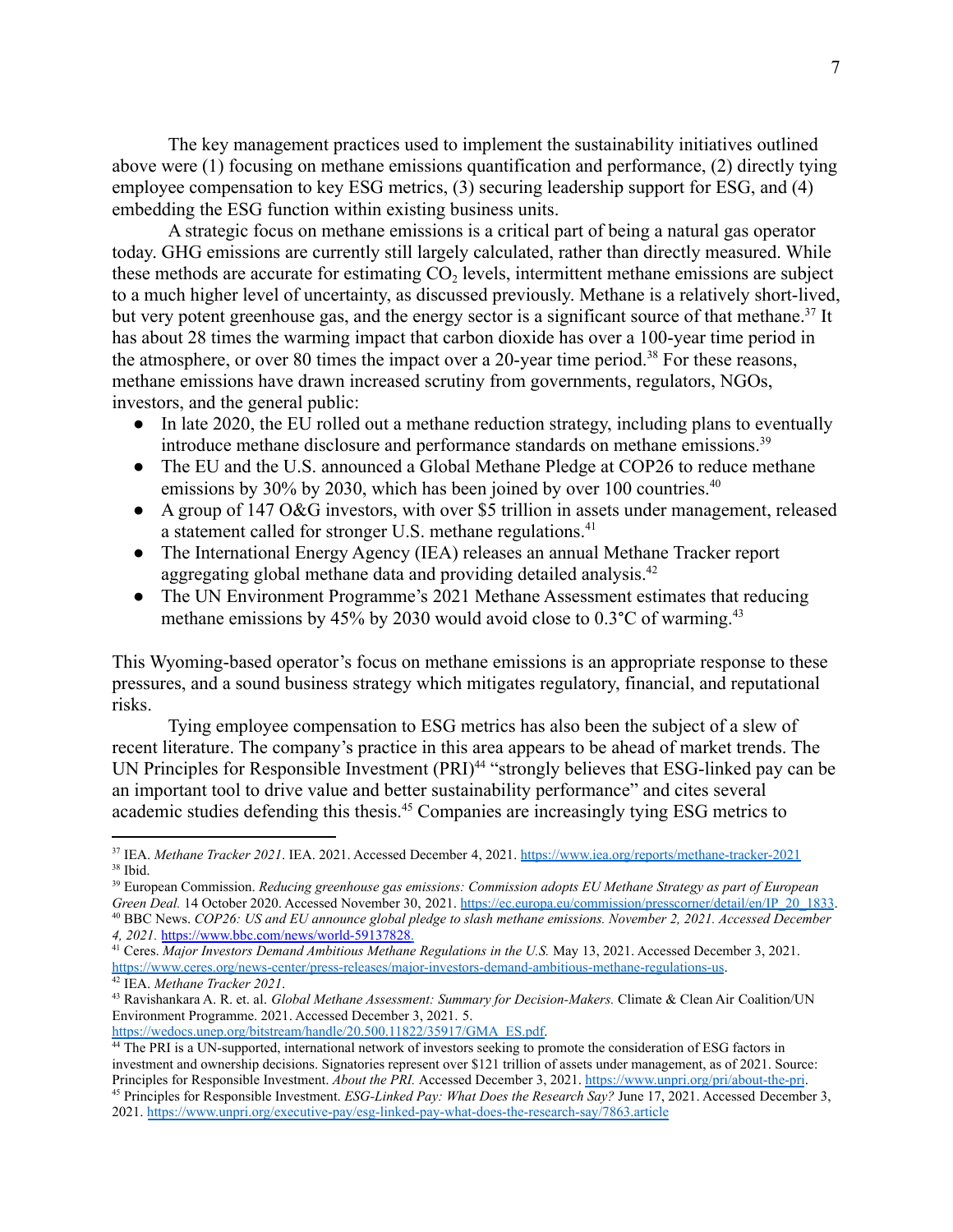The key management practices used to implement the sustainability initiatives outlined above were (1) focusing on methane emissions quantification and performance, (2) directly tying employee compensation to key ESG metrics, (3) securing leadership support for ESG, and (4) embedding the ESG function within existing business units.

A strategic focus on methane emissions is a critical part of being a natural gas operator today. GHG emissions are currently still largely calculated, rather than directly measured. While these methods are accurate for estimating $CO_2$ levels, intermittent methane emissions are subject to a much higher level of uncertainty, as discussed previously. Methane is a relatively short-lived, but very potent greenhouse gas, and the energy sector is a significant source of that methane.[37] It has about 28 times the warming impact that carbon dioxide has over a 100-year time period in the atmosphere, or over 80 times the impact over a 20-year time period.[38] For these reasons, methane emissions have drawn increased scrutiny from governments, regulators, NGOs, investors, and the general public:

- In late 2020, the EU rolled out a methane reduction strategy, including plans to eventually introduce methane disclosure and performance standards on methane emissions.[39]
- The EU and the U.S. announced a Global Methane Pledge at COP26 to reduce methane emissions by 30% by 2030, which has been joined by over 100 countries.[40]
- A group of 147 O&G investors, with over $5 trillion in assets under management, released a statement called for stronger U.S. methane regulations.[41]
- The International Energy Agency (IEA) releases an annual Methane Tracker report aggregating global methane data and providing detailed analysis.[42]
- The UN Environment Programme's 2021 Methane Assessment estimates that reducing methane emissions by 45% by 2030 would avoid close to 0.3°C of warming.[43]

This Wyoming-based operator's focus on methane emissions is an appropriate response to these pressures, and a sound business strategy which mitigates regulatory, financial, and reputational risks.

Tying employee compensation to ESG metrics has also been the subject of a slew of recent literature. The company's practice in this area appears to be ahead of market trends. The UN Principles for Responsible Investment (PRI)[44] "strongly believes that ESG-linked pay can be an important tool to drive value and better sustainability performance" and cites several academic studies defending this thesis.[45] Companies are increasingly tying ESG metrics to

---

[37] IEA. *Methane Tracker 2021*. IEA. 2021. Accessed December 4, 2021. https://www.iea.org/reports/methane-tracker-2021

[38] Ibid.

[39] European Commission. *Reducing greenhouse gas emissions: Commission adopts EU Methane Strategy as part of European Green Deal.* 14 October 2020. Accessed November 30, 2021. https://ec.europa.eu/commission/presscorner/detail/en/IP_20_1833.

[40] BBC News. *COP26: US and EU announce global pledge to slash methane emissions. November 2, 2021. Accessed December 4, 2021.* https://www.bbc.com/news/world-59137828.

[41] Ceres. *Major Investors Demand Ambitious Methane Regulations in the U.S.* May 13, 2021. Accessed December 3, 2021. https://www.ceres.org/news-center/press-releases/major-investors-demand-ambitious-methane-regulations-us.

[42] IEA. *Methane Tracker 2021*.

[43] Ravishankara A. R. et. al. *Global Methane Assessment: Summary for Decision-Makers.* Climate & Clean Air Coalition/UN Environment Programme. 2021. Accessed December 3, 2021. 5. https://wedocs.unep.org/bitstream/handle/20.500.11822/35917/GMA_ES.pdf.

[44] The PRI is a UN-supported, international network of investors seeking to promote the consideration of ESG factors in investment and ownership decisions. Signatories represent over $121 trillion of assets under management, as of 2021. Source: Principles for Responsible Investment. *About the PRI.* Accessed December 3, 2021. https://www.unpri.org/pri/about-the-pri.

[45] Principles for Responsible Investment. *ESG-Linked Pay: What Does the Research Say?* June 17, 2021. Accessed December 3, 2021. https://www.unpri.org/executive-pay/esg-linked-pay-what-does-the-research-say/7863.article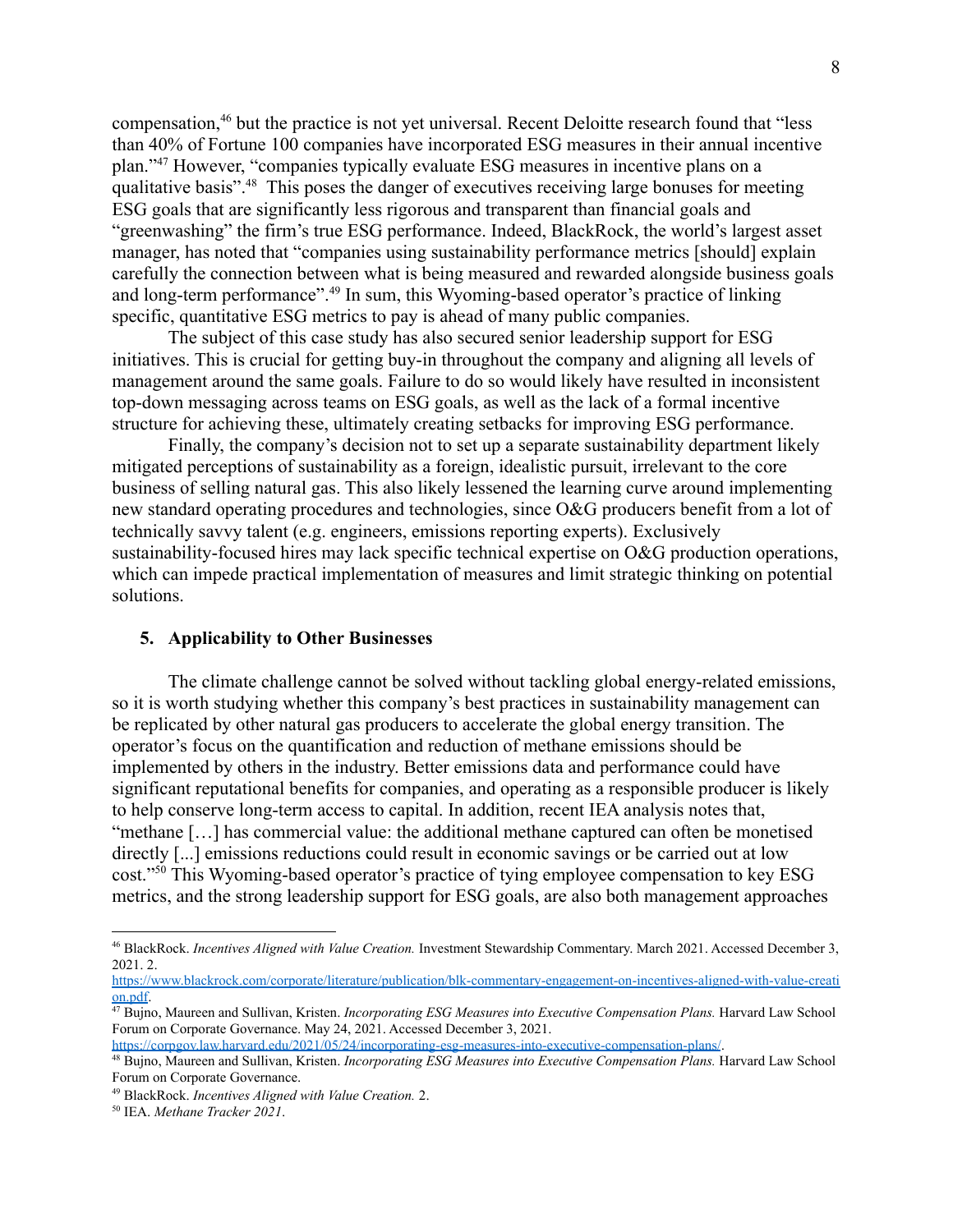compensation,[46] but the practice is not yet universal. Recent Deloitte research found that "less than 40% of Fortune 100 companies have incorporated ESG measures in their annual incentive plan."[47] However, "companies typically evaluate ESG measures in incentive plans on a qualitative basis".[48] This poses the danger of executives receiving large bonuses for meeting ESG goals that are significantly less rigorous and transparent than financial goals and "greenwashing" the firm's true ESG performance. Indeed, BlackRock, the world's largest asset manager, has noted that "companies using sustainability performance metrics [should] explain carefully the connection between what is being measured and rewarded alongside business goals and long-term performance".[49] In sum, this Wyoming-based operator's practice of linking specific, quantitative ESG metrics to pay is ahead of many public companies.

The subject of this case study has also secured senior leadership support for ESG initiatives. This is crucial for getting buy-in throughout the company and aligning all levels of management around the same goals. Failure to do so would likely have resulted in inconsistent top-down messaging across teams on ESG goals, as well as the lack of a formal incentive structure for achieving these, ultimately creating setbacks for improving ESG performance.

Finally, the company's decision not to set up a separate sustainability department likely mitigated perceptions of sustainability as a foreign, idealistic pursuit, irrelevant to the core business of selling natural gas. This also likely lessened the learning curve around implementing new standard operating procedures and technologies, since O&G producers benefit from a lot of technically savvy talent (e.g. engineers, emissions reporting experts). Exclusively sustainability-focused hires may lack specific technical expertise on O&G production operations, which can impede practical implementation of measures and limit strategic thinking on potential solutions.

## 5. Applicability to Other Businesses

The climate challenge cannot be solved without tackling global energy-related emissions, so it is worth studying whether this company's best practices in sustainability management can be replicated by other natural gas producers to accelerate the global energy transition. The operator's focus on the quantification and reduction of methane emissions should be implemented by others in the industry. Better emissions data and performance could have significant reputational benefits for companies, and operating as a responsible producer is likely to help conserve long-term access to capital. In addition, recent IEA analysis notes that, "methane […] has commercial value: the additional methane captured can often be monetised directly [...] emissions reductions could result in economic savings or be carried out at low cost."[50] This Wyoming-based operator's practice of tying employee compensation to key ESG metrics, and the strong leadership support for ESG goals, are also both management approaches

---

[46] BlackRock. *Incentives Aligned with Value Creation.* Investment Stewardship Commentary. March 2021. Accessed December 3, 2021. 2. https://www.blackrock.com/corporate/literature/publication/blk-commentary-engagement-on-incentives-aligned-with-value-creation.pdf.

[47] Bujno, Maureen and Sullivan, Kristen. *Incorporating ESG Measures into Executive Compensation Plans.* Harvard Law School Forum on Corporate Governance. May 24, 2021. Accessed December 3, 2021. https://corpgov.law.harvard.edu/2021/05/24/incorporating-esg-measures-into-executive-compensation-plans/.

[48] Bujno, Maureen and Sullivan, Kristen. *Incorporating ESG Measures into Executive Compensation Plans.* Harvard Law School Forum on Corporate Governance.

[49] BlackRock. *Incentives Aligned with Value Creation.* 2.

[50] IEA. *Methane Tracker 2021*.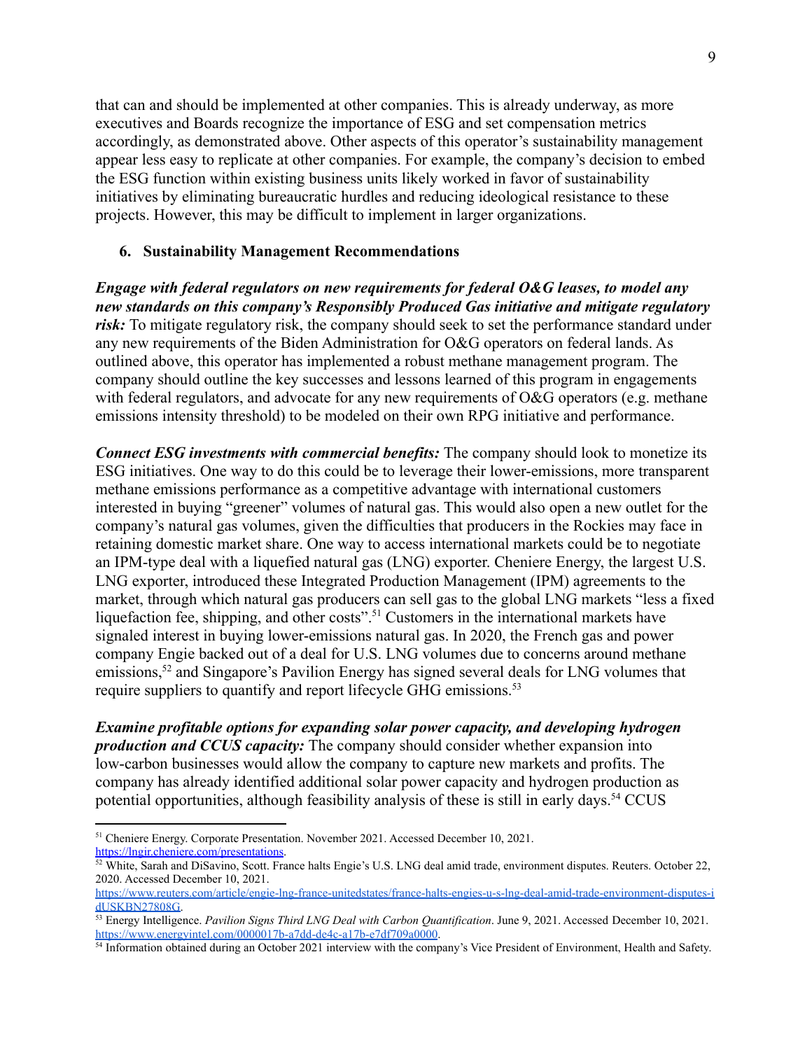that can and should be implemented at other companies. This is already underway, as more executives and Boards recognize the importance of ESG and set compensation metrics accordingly, as demonstrated above. Other aspects of this operator's sustainability management appear less easy to replicate at other companies. For example, the company's decision to embed the ESG function within existing business units likely worked in favor of sustainability initiatives by eliminating bureaucratic hurdles and reducing ideological resistance to these projects. However, this may be difficult to implement in larger organizations.

## 6. Sustainability Management Recommendations

***Engage with federal regulators on new requirements for federal O&G leases, to model any new standards on this company's Responsibly Produced Gas initiative and mitigate regulatory risk:*** To mitigate regulatory risk, the company should seek to set the performance standard under any new requirements of the Biden Administration for O&G operators on federal lands. As outlined above, this operator has implemented a robust methane management program. The company should outline the key successes and lessons learned of this program in engagements with federal regulators, and advocate for any new requirements of O&G operators (e.g. methane emissions intensity threshold) to be modeled on their own RPG initiative and performance.

***Connect ESG investments with commercial benefits:*** The company should look to monetize its ESG initiatives. One way to do this could be to leverage their lower-emissions, more transparent methane emissions performance as a competitive advantage with international customers interested in buying "greener" volumes of natural gas. This would also open a new outlet for the company's natural gas volumes, given the difficulties that producers in the Rockies may face in retaining domestic market share. One way to access international markets could be to negotiate an IPM-type deal with a liquefied natural gas (LNG) exporter. Cheniere Energy, the largest U.S. LNG exporter, introduced these Integrated Production Management (IPM) agreements to the market, through which natural gas producers can sell gas to the global LNG markets "less a fixed liquefaction fee, shipping, and other costs".[51] Customers in the international markets have signaled interest in buying lower-emissions natural gas. In 2020, the French gas and power company Engie backed out of a deal for U.S. LNG volumes due to concerns around methane emissions,[52] and Singapore's Pavilion Energy has signed several deals for LNG volumes that require suppliers to quantify and report lifecycle GHG emissions.[53]

***Examine profitable options for expanding solar power capacity, and developing hydrogen production and CCUS capacity:*** The company should consider whether expansion into low-carbon businesses would allow the company to capture new markets and profits. The company has already identified additional solar power capacity and hydrogen production as potential opportunities, although feasibility analysis of these is still in early days.[54] CCUS

---

[51] Cheniere Energy. Corporate Presentation. November 2021. Accessed December 10, 2021. https://lngir.cheniere.com/presentations.

[52] White, Sarah and DiSavino, Scott. France halts Engie's U.S. LNG deal amid trade, environment disputes. Reuters. October 22, 2020. Accessed December 10, 2021. https://www.reuters.com/article/engie-lng-france-unitedstates/france-halts-engies-u-s-lng-deal-amid-trade-environment-disputes-idUSKBN27808G.

[53] Energy Intelligence. *Pavilion Signs Third LNG Deal with Carbon Quantification*. June 9, 2021. Accessed December 10, 2021. https://www.energyintel.com/0000017b-a7dd-de4c-a17b-e7df709a0000.

[54] Information obtained during an October 2021 interview with the company's Vice President of Environment, Health and Safety.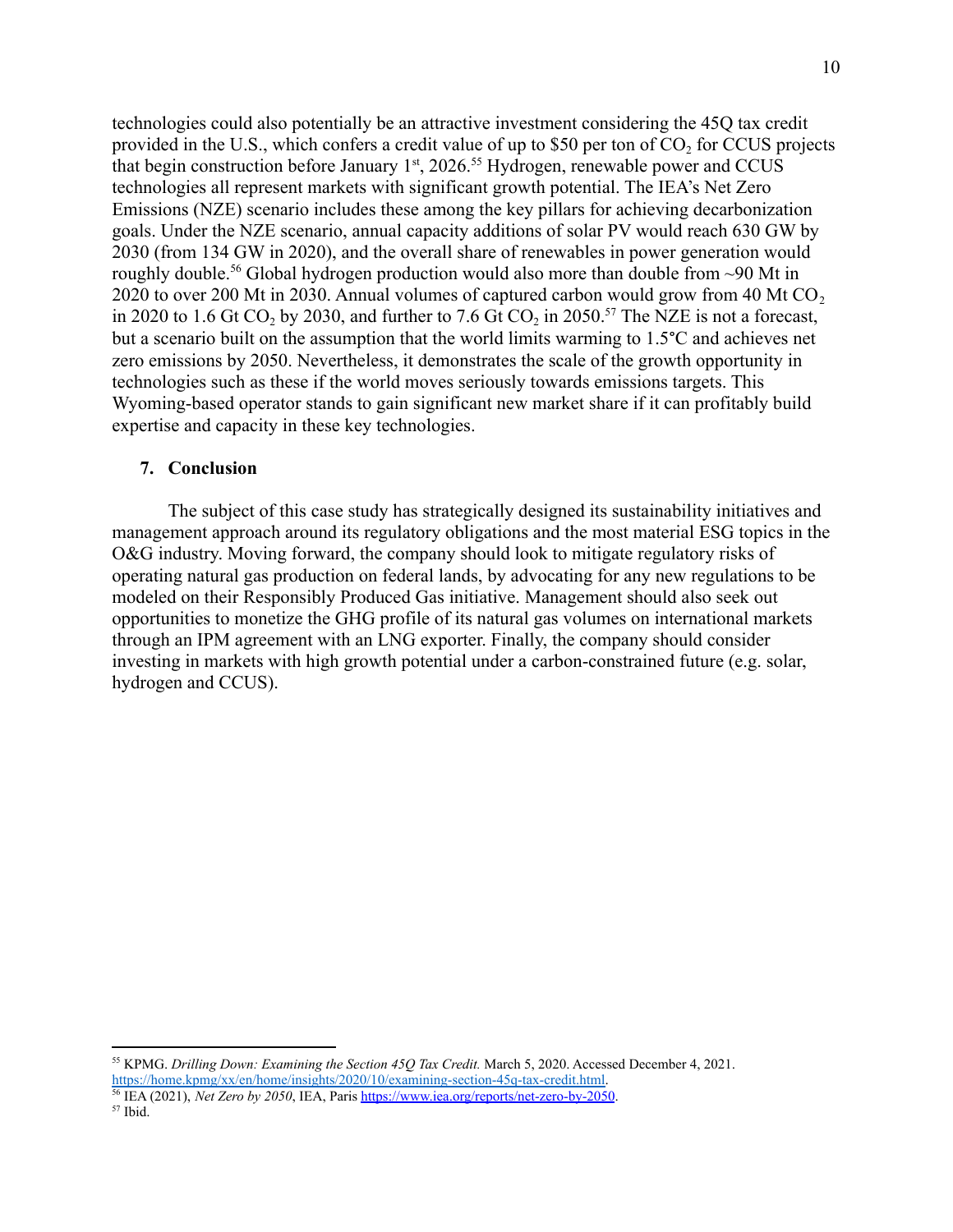technologies could also potentially be an attractive investment considering the 45Q tax credit provided in the U.S., which confers a credit value of up to \$50 per ton of $CO_2$ for CCUS projects that begin construction before January 1st, 2026.[55] Hydrogen, renewable power and CCUS technologies all represent markets with significant growth potential. The IEA's Net Zero Emissions (NZE) scenario includes these among the key pillars for achieving decarbonization goals. Under the NZE scenario, annual capacity additions of solar PV would reach 630 GW by 2030 (from 134 GW in 2020), and the overall share of renewables in power generation would roughly double.[56] Global hydrogen production would also more than double from ~90 Mt in 2020 to over 200 Mt in 2030. Annual volumes of captured carbon would grow from 40 Mt $CO_2$ in 2020 to 1.6 Gt $CO_2$ by 2030, and further to 7.6 Gt $CO_2$ in 2050.[57] The NZE is not a forecast, but a scenario built on the assumption that the world limits warming to 1.5°C and achieves net zero emissions by 2050. Nevertheless, it demonstrates the scale of the growth opportunity in technologies such as these if the world moves seriously towards emissions targets. This Wyoming-based operator stands to gain significant new market share if it can profitably build expertise and capacity in these key technologies.

## 7. Conclusion

The subject of this case study has strategically designed its sustainability initiatives and management approach around its regulatory obligations and the most material ESG topics in the O&G industry. Moving forward, the company should look to mitigate regulatory risks of operating natural gas production on federal lands, by advocating for any new regulations to be modeled on their Responsibly Produced Gas initiative. Management should also seek out opportunities to monetize the GHG profile of its natural gas volumes on international markets through an IPM agreement with an LNG exporter. Finally, the company should consider investing in markets with high growth potential under a carbon-constrained future (e.g. solar, hydrogen and CCUS).

---

[55] KPMG. *Drilling Down: Examining the Section 45Q Tax Credit.* March 5, 2020. Accessed December 4, 2021. https://home.kpmg/xx/en/home/insights/2020/10/examining-section-45q-tax-credit.html.

[56] IEA (2021), *Net Zero by 2050*, IEA, Paris https://www.iea.org/reports/net-zero-by-2050.

[57] Ibid.